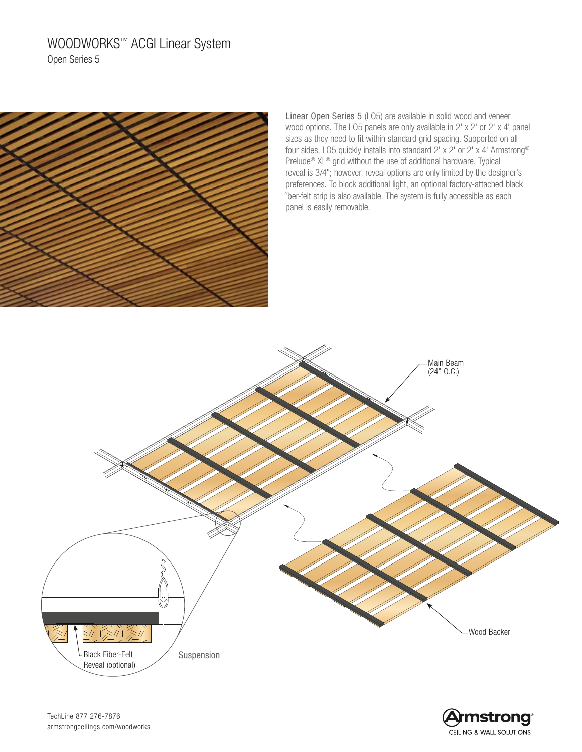# WOODWORKS™ ACGI Linear System

## Open Series 5

Linear Open Series 5 (LO5) are available in solid wood and veneer wood options. The LO5 panels are only available in 2' x 2' or 2' x 4' panel sizes as they need to fit within standard grid spacing. Supported on all four sides, LO5 quickly installs into standard 2' x 2' or 2' x 4' Armstrong® Prelude® XL® grid without the use of additional hardware. Typical reveal is 3/4"; however, reveal options are only limited by the designer's preferences. To block additional light, an optional factory-attached black ˜ber-felt strip is also available. The system is fully accessible as each panel is easily removable.

Main Beam (24" O.C.)

Wood Backer

Black Fiber-Felt Reveal (optional)

Suspension

TechLine 877 276-7876
armstrongceilings.com/woodworks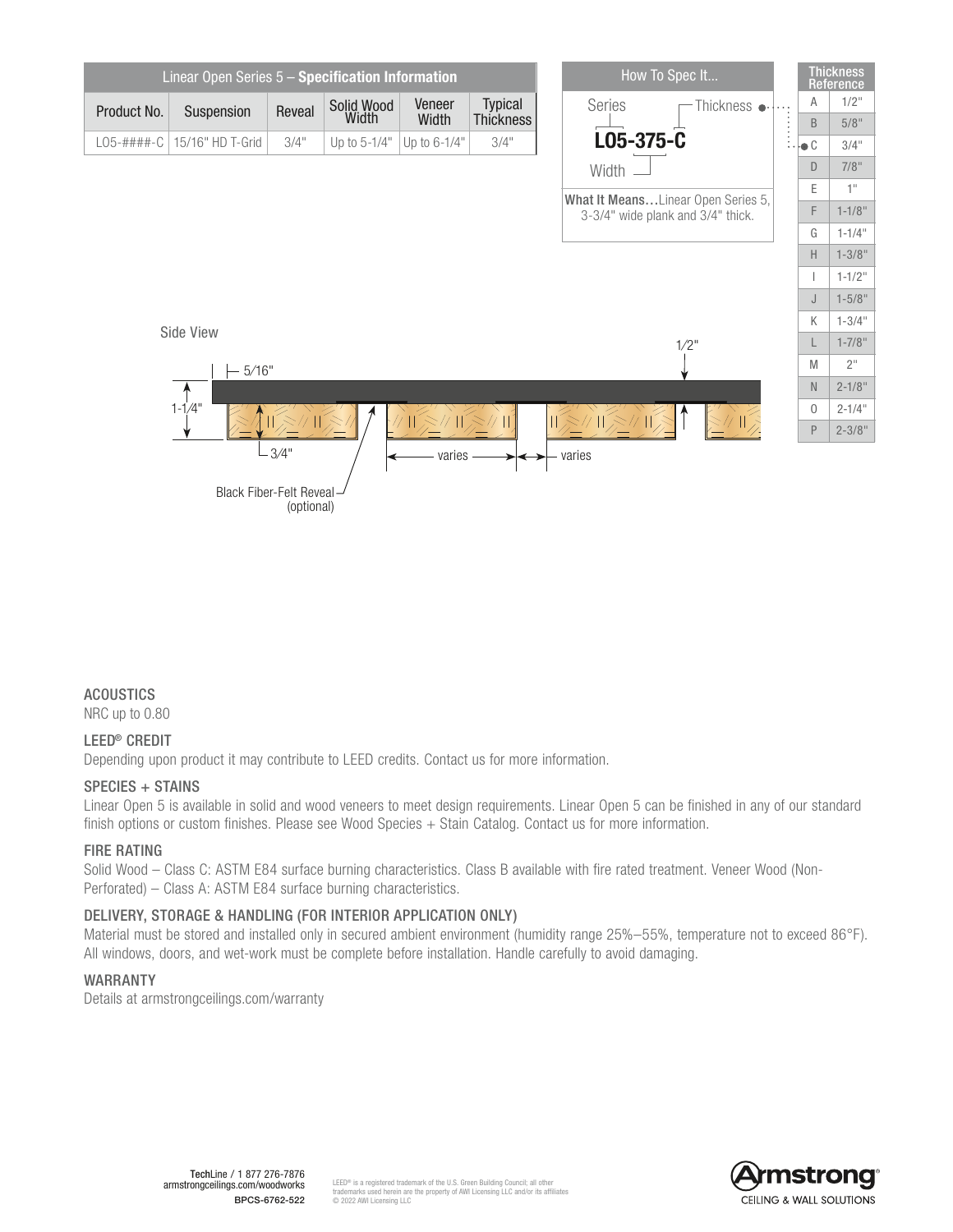## Linear Open Series 5 – **Specification Information**

| Product No. | Suspension | Reveal | Solid Wood Width | Veneer Width | Typical Thickness |
|---|---|---|---|---|---|
| LO5-####-C | 15/16" HD T-Grid | 3/4" | Up to 5-1/4" | Up to 6-1/4" | 3/4" |

### How To Spec It...

Series — Thickness

**LO5-375-C**

Width

**What It Means…** Linear Open Series 5, 3-3/4" wide plank and 3/4" thick.

| Thickness Reference | |
|---|---|
| A | 1/2" |
| B | 5/8" |
| C | 3/4" |
| D | 7/8" |
| E | 1" |
| F | 1-1/8" |
| G | 1-1/4" |
| H | 1-3/8" |
| I | 1-1/2" |
| J | 1-5/8" |
| K | 1-3/4" |
| L | 1-7/8" |
| M | 2" |
| N | 2-1/8" |
| O | 2-1/4" |
| P | 2-3/8" |

Side View

5/16"

1-1/4"

3/4"

1/2"

varies

varies

Black Fiber-Felt Reveal (optional)

### ACOUSTICS

NRC up to 0.80

### LEED® CREDIT

Depending upon product it may contribute to LEED credits. Contact us for more information.

### SPECIES + STAINS

Linear Open 5 is available in solid and wood veneers to meet design requirements. Linear Open 5 can be finished in any of our standard finish options or custom finishes. Please see Wood Species + Stain Catalog. Contact us for more information.

### FIRE RATING

Solid Wood – Class C: ASTM E84 surface burning characteristics. Class B available with fire rated treatment. Veneer Wood (Non-Perforated) – Class A: ASTM E84 surface burning characteristics.

### DELIVERY, STORAGE & HANDLING (FOR INTERIOR APPLICATION ONLY)

Material must be stored and installed only in secured ambient environment (humidity range 25%–55%, temperature not to exceed 86°F). All windows, doors, and wet-work must be complete before installation. Handle carefully to avoid damaging.

### WARRANTY

Details at armstrongceilings.com/warranty

**Tech**Line / 1 877 276-7876
armstrongceilings.com/woodworks
BPCS-6762-522

LEED® is a registered trademark of the U.S. Green Building Council; all other trademarks used herein are the property of AWI Licensing LLC and/or its affiliates
© 2022 AWI Licensing LLC

Armstrong® CEILING & WALL SOLUTIONS